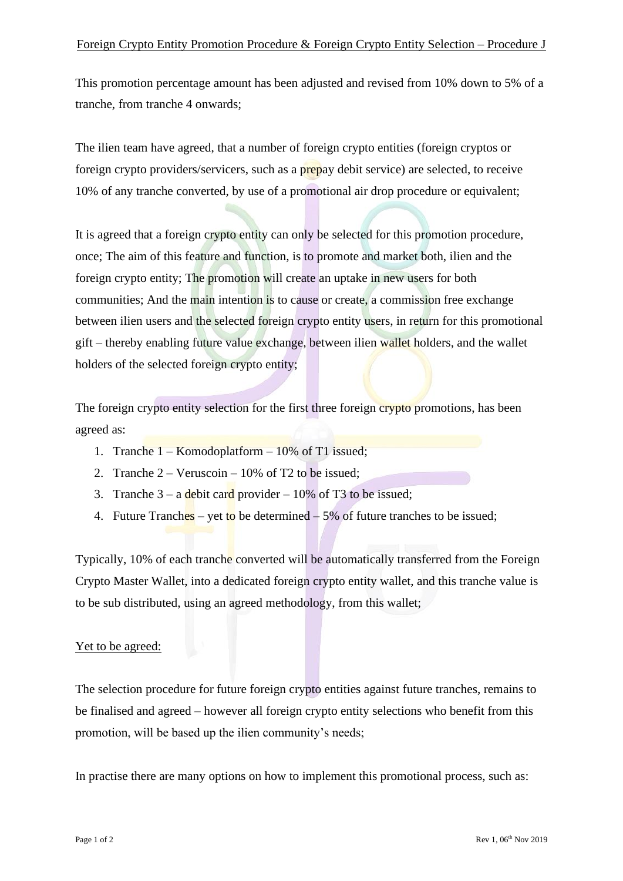# Foreign Crypto Entity Promotion Procedure & Foreign Crypto Entity Selection – Procedure J

This promotion percentage amount has been adjusted and revised from 10% down to 5% of a tranche, from tranche 4 onwards;

The ilien team have agreed, that a number of foreign crypto entities (foreign cryptos or foreign crypto providers/servicers, such as a prepay debit service) are selected, to receive 10% of any tranche converted, by use of a promotional air drop procedure or equivalent;

It is agreed that a foreign crypto entity can only be selected for this promotion procedure, once; The aim of this feature and function, is to promote and market both, ilien and the foreign crypto entity; The promotion will create an uptake in new users for both communities; And the main intention is to cause or create, a commission free exchange between ilien users and the selected foreign crypto entity users, in return for this promotional gift – thereby enabling future value exchange, between ilien wallet holders, and the wallet holders of the selected foreign crypto entity;

The foreign crypto entity selection for the first three foreign crypto promotions, has been agreed as:

1. Tranche 1 – Komodoplatform – 10% of T1 issued;
2. Tranche 2 – Veruscoin – 10% of T2 to be issued;
3. Tranche 3 – a debit card provider – 10% of T3 to be issued;
4. Future Tranches – yet to be determined – 5% of future tranches to be issued;

Typically, 10% of each tranche converted will be automatically transferred from the Foreign Crypto Master Wallet, into a dedicated foreign crypto entity wallet, and this tranche value is to be sub distributed, using an agreed methodology, from this wallet;

<u>Yet to be agreed:</u>

The selection procedure for future foreign crypto entities against future tranches, remains to be finalised and agreed – however all foreign crypto entity selections who benefit from this promotion, will be based up the ilien community's needs;

In practise there are many options on how to implement this promotional process, such as: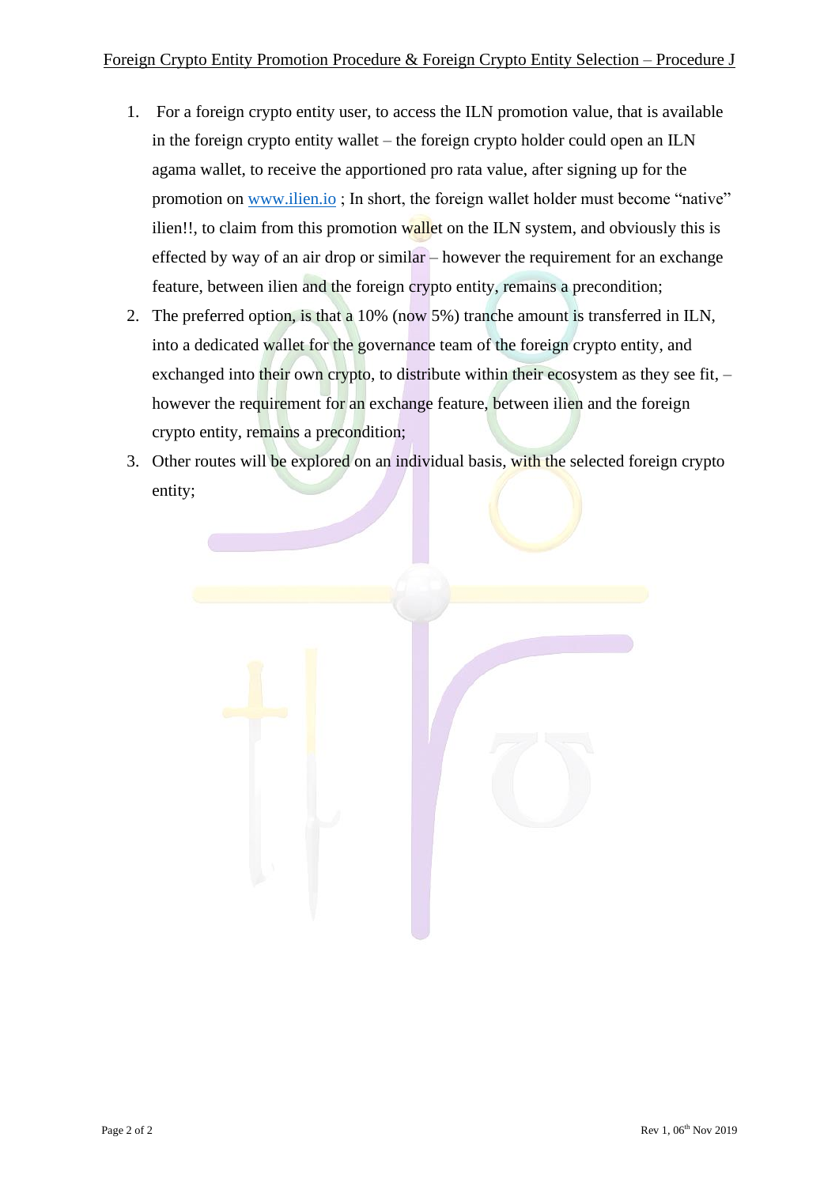1. For a foreign crypto entity user, to access the ILN promotion value, that is available in the foreign crypto entity wallet – the foreign crypto holder could open an ILN agama wallet, to receive the apportioned pro rata value, after signing up for the promotion on www.ilien.io ; In short, the foreign wallet holder must become "native" ilien!!, to claim from this promotion wallet on the ILN system, and obviously this is effected by way of an air drop or similar – however the requirement for an exchange feature, between ilien and the foreign crypto entity, remains a precondition;
2. The preferred option, is that a 10% (now 5%) tranche amount is transferred in ILN, into a dedicated wallet for the governance team of the foreign crypto entity, and exchanged into their own crypto, to distribute within their ecosystem as they see fit, – however the requirement for an exchange feature, between ilien and the foreign crypto entity, remains a precondition;
3. Other routes will be explored on an individual basis, with the selected foreign crypto entity;